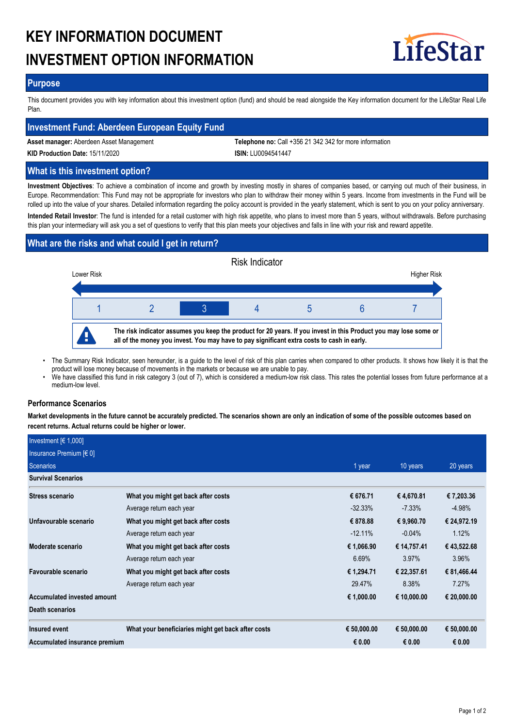# KEY INFORMATION DOCUMENT
# INVESTMENT OPTION INFORMATION

LifeStar

## Purpose

This document provides you with key information about this investment option (fund) and should be read alongside the Key information document for the LifeStar Real Life Plan.

## Investment Fund: Aberdeen European Equity Fund

**Asset manager:** Aberdeen Asset Management

**Telephone no:** Call +356 21 342 342 for more information

**KID Production Date:** 15/11/2020

**ISIN:** LU0094541447

## What is this investment option?

**Investment Objectives**: To achieve a combination of income and growth by investing mostly in shares of companies based, or carrying out much of their business, in Europe. Recommendation: This Fund may not be appropriate for investors who plan to withdraw their money within 5 years. Income from investments in the Fund will be rolled up into the value of your shares. Detailed information regarding the policy account is provided in the yearly statement, which is sent to you on your policy anniversary.

**Intended Retail Investor**: The fund is intended for a retail customer with high risk appetite, who plans to invest more than 5 years, without withdrawals. Before purchasing this plan your intermediary will ask you a set of questions to verify that this plan meets your objectives and falls in line with your risk and reward appetite.

## What are the risks and what could I get in return?

Risk Indicator

Lower Risk — Higher Risk

| 1 | 2 | **3** | 4 | 5 | 6 | 7 |
|---|---|---|---|---|---|---|

**The risk indicator assumes you keep the product for 20 years. If you invest in this Product you may lose some or all of the money you invest. You may have to pay significant extra costs to cash in early.**

- The Summary Risk Indicator, seen hereunder, is a guide to the level of risk of this plan carries when compared to other products. It shows how likely it is that the product will lose money because of movements in the markets or because we are unable to pay.
- We have classified this fund in risk category 3 (out of 7), which is considered a medium-low risk class. This rates the potential losses from future performance at a medium-low level.

### Performance Scenarios

**Market developments in the future cannot be accurately predicted. The scenarios shown are only an indication of some of the possible outcomes based on recent returns. Actual returns could be higher or lower.**

| Investment [€ 1,000] | | | | |
|---|---|---|---|---|
| Insurance Premium [€ 0] | | | | |
| Scenarios | | 1 year | 10 years | 20 years |
| **Survival Scenarios** | | | | |
| **Stress scenario** | **What you might get back after costs** | **€ 676.71** | **€ 4,670.81** | **€ 7,203.36** |
| | Average return each year | -32.33% | -7.33% | -4.98% |
| **Unfavourable scenario** | **What you might get back after costs** | **€ 878.88** | **€ 9,960.70** | **€ 24,972.19** |
| | Average return each year | -12.11% | -0.04% | 1.12% |
| **Moderate scenario** | **What you might get back after costs** | **€ 1,066.90** | **€ 14,757.41** | **€ 43,522.68** |
| | Average return each year | 6.69% | 3.97% | 3.96% |
| **Favourable scenario** | **What you might get back after costs** | **€ 1,294.71** | **€ 22,357.61** | **€ 81,466.44** |
| | Average return each year | 29.47% | 8.38% | 7.27% |
| **Accumulated invested amount** | | **€ 1,000.00** | **€ 10,000.00** | **€ 20,000.00** |
| **Death scenarios** | | | | |
| **Insured event** | **What your beneficiaries might get back after costs** | **€ 50,000.00** | **€ 50,000.00** | **€ 50,000.00** |
| **Accumulated insurance premium** | | **€ 0.00** | **€ 0.00** | **€ 0.00** |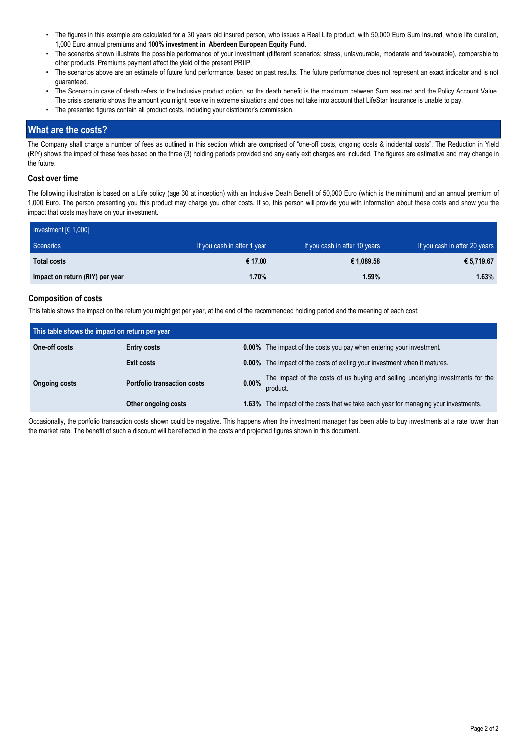- The figures in this example are calculated for a 30 years old insured person, who issues a Real Life product, with 50,000 Euro Sum Insured, whole life duration, 1,000 Euro annual premiums and **100% investment in Aberdeen European Equity Fund.**
- The scenarios shown illustrate the possible performance of your investment (different scenarios: stress, unfavourable, moderate and favourable), comparable to other products. Premiums payment affect the yield of the present PRIIP.
- The scenarios above are an estimate of future fund performance, based on past results. The future performance does not represent an exact indicator and is not guaranteed.
- The Scenario in case of death refers to the Inclusive product option, so the death benefit is the maximum between Sum assured and the Policy Account Value. The crisis scenario shows the amount you might receive in extreme situations and does not take into account that LifeStar Insurance is unable to pay.
- The presented figures contain all product costs, including your distributor's commission.

## What are the costs?

The Company shall charge a number of fees as outlined in this section which are comprised of "one-off costs, ongoing costs & incidental costs". The Reduction in Yield (RIY) shows the impact of these fees based on the three (3) holding periods provided and any early exit charges are included. The figures are estimative and may change in the future.

### Cost over time

The following illustration is based on a Life policy (age 30 at inception) with an Inclusive Death Benefit of 50,000 Euro (which is the minimum) and an annual premium of 1,000 Euro. The person presenting you this product may charge you other costs. If so, this person will provide you with information about these costs and show you the impact that costs may have on your investment.

| Investment [€ 1,000] | | | |
|---|---|---|---|
| Scenarios | If you cash in after 1 year | If you cash in after 10 years | If you cash in after 20 years |
| **Total costs** | **€ 17.00** | **€ 1,089.58** | **€ 5,719.67** |
| **Impact on return (RIY) per year** | **1.70%** | **1.59%** | **1.63%** |

### Composition of costs

This table shows the impact on the return you might get per year, at the end of the recommended holding period and the meaning of each cost:

| This table shows the impact on return per year | | | |
|---|---|---|---|
| **One-off costs** | **Entry costs** | **0.00%** | The impact of the costs you pay when entering your investment. |
| | **Exit costs** | **0.00%** | The impact of the costs of exiting your investment when it matures. |
| **Ongoing costs** | **Portfolio transaction costs** | **0.00%** | The impact of the costs of us buying and selling underlying investments for the product. |
| | **Other ongoing costs** | **1.63%** | The impact of the costs that we take each year for managing your investments. |

Occasionally, the portfolio transaction costs shown could be negative. This happens when the investment manager has been able to buy investments at a rate lower than the market rate. The benefit of such a discount will be reflected in the costs and projected figures shown in this document.